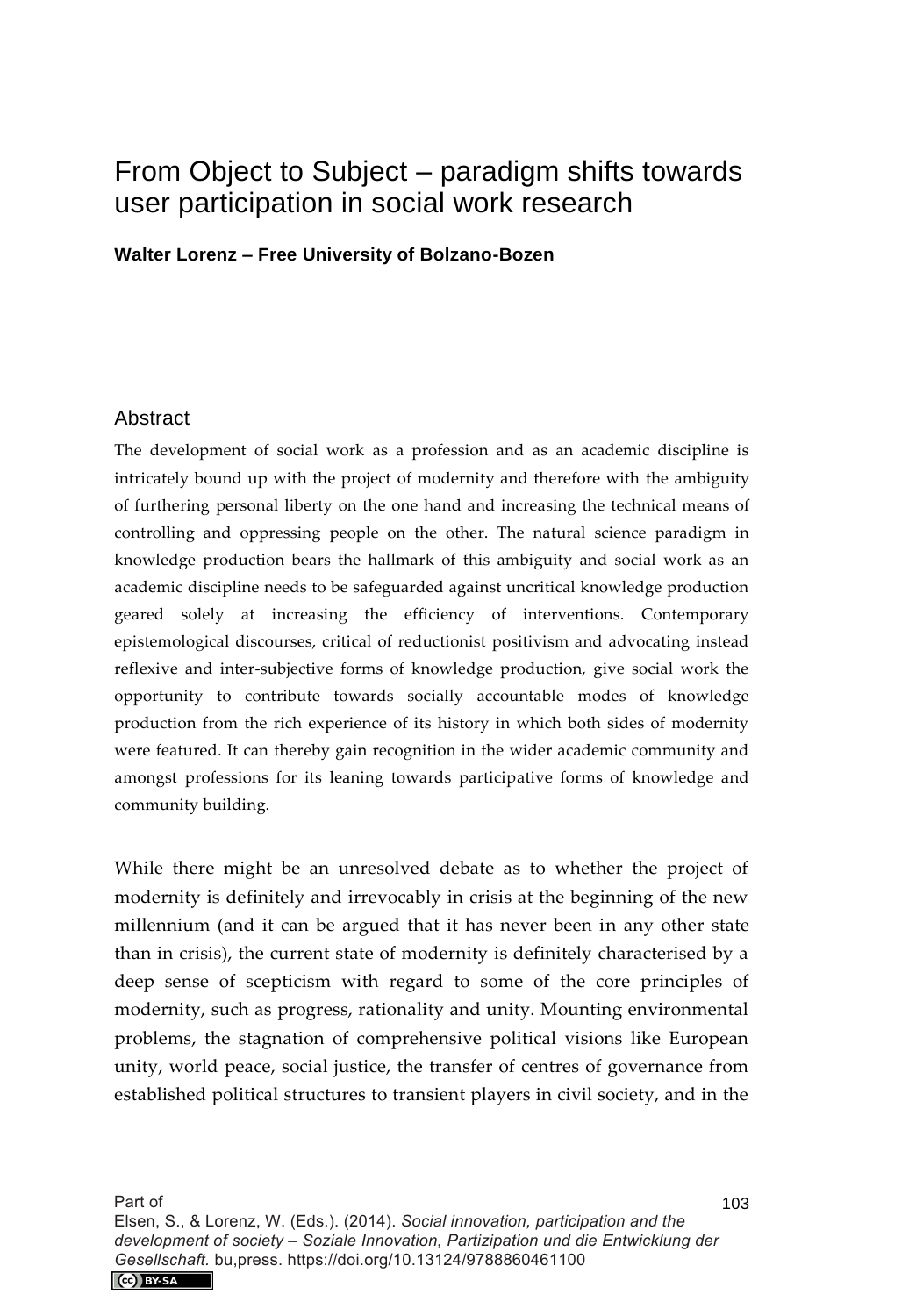# From Object to Subject – paradigm shifts towards user participation in social work research

**Walter Lorenz – Free University of Bolzano-Bozen**

## Abstract

The development of social work as a profession and as an academic discipline is intricately bound up with the project of modernity and therefore with the ambiguity of furthering personal liberty on the one hand and increasing the technical means of controlling and oppressing people on the other. The natural science paradigm in knowledge production bears the hallmark of this ambiguity and social work as an academic discipline needs to be safeguarded against uncritical knowledge production geared solely at increasing the efficiency of interventions. Contemporary epistemological discourses, critical of reductionist positivism and advocating instead reflexive and inter-subjective forms of knowledge production, give social work the opportunity to contribute towards socially accountable modes of knowledge production from the rich experience of its history in which both sides of modernity were featured. It can thereby gain recognition in the wider academic community and amongst professions for its leaning towards participative forms of knowledge and community building.

While there might be an unresolved debate as to whether the project of modernity is definitely and irrevocably in crisis at the beginning of the new millennium (and it can be argued that it has never been in any other state than in crisis), the current state of modernity is definitely characterised by a deep sense of scepticism with regard to some of the core principles of modernity, such as progress, rationality and unity. Mounting environmental problems, the stagnation of comprehensive political visions like European unity, world peace, social justice, the transfer of centres of governance from established political structures to transient players in civil society, and in the

Part of
Elsen, S., & Lorenz, W. (Eds.). (2014). *Social innovation, participation and the development of society – Soziale Innovation, Partizipation und die Entwicklung der Gesellschaft.* bu,press. https://doi.org/10.13124/9788860461100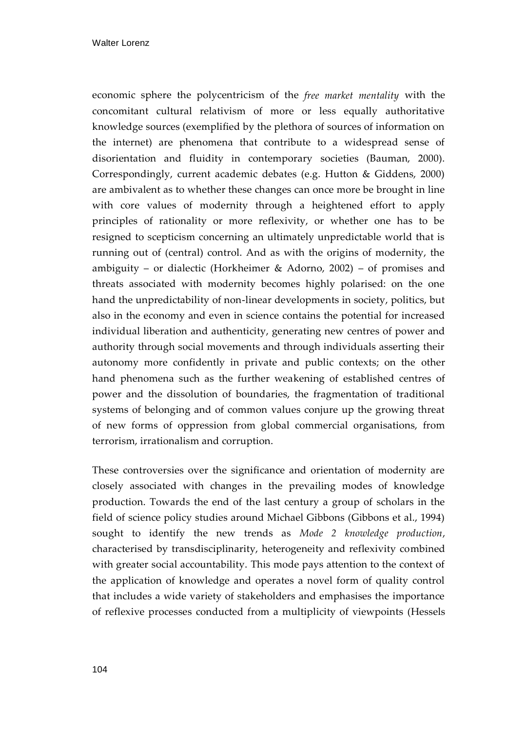economic sphere the polycentricism of the *free market mentality* with the concomitant cultural relativism of more or less equally authoritative knowledge sources (exemplified by the plethora of sources of information on the internet) are phenomena that contribute to a widespread sense of disorientation and fluidity in contemporary societies (Bauman, 2000). Correspondingly, current academic debates (e.g. Hutton & Giddens, 2000) are ambivalent as to whether these changes can once more be brought in line with core values of modernity through a heightened effort to apply principles of rationality or more reflexivity, or whether one has to be resigned to scepticism concerning an ultimately unpredictable world that is running out of (central) control. And as with the origins of modernity, the ambiguity – or dialectic (Horkheimer & Adorno, 2002) – of promises and threats associated with modernity becomes highly polarised: on the one hand the unpredictability of non-linear developments in society, politics, but also in the economy and even in science contains the potential for increased individual liberation and authenticity, generating new centres of power and authority through social movements and through individuals asserting their autonomy more confidently in private and public contexts; on the other hand phenomena such as the further weakening of established centres of power and the dissolution of boundaries, the fragmentation of traditional systems of belonging and of common values conjure up the growing threat of new forms of oppression from global commercial organisations, from terrorism, irrationalism and corruption.

These controversies over the significance and orientation of modernity are closely associated with changes in the prevailing modes of knowledge production. Towards the end of the last century a group of scholars in the field of science policy studies around Michael Gibbons (Gibbons et al., 1994) sought to identify the new trends as *Mode 2 knowledge production*, characterised by transdisciplinarity, heterogeneity and reflexivity combined with greater social accountability. This mode pays attention to the context of the application of knowledge and operates a novel form of quality control that includes a wide variety of stakeholders and emphasises the importance of reflexive processes conducted from a multiplicity of viewpoints (Hessels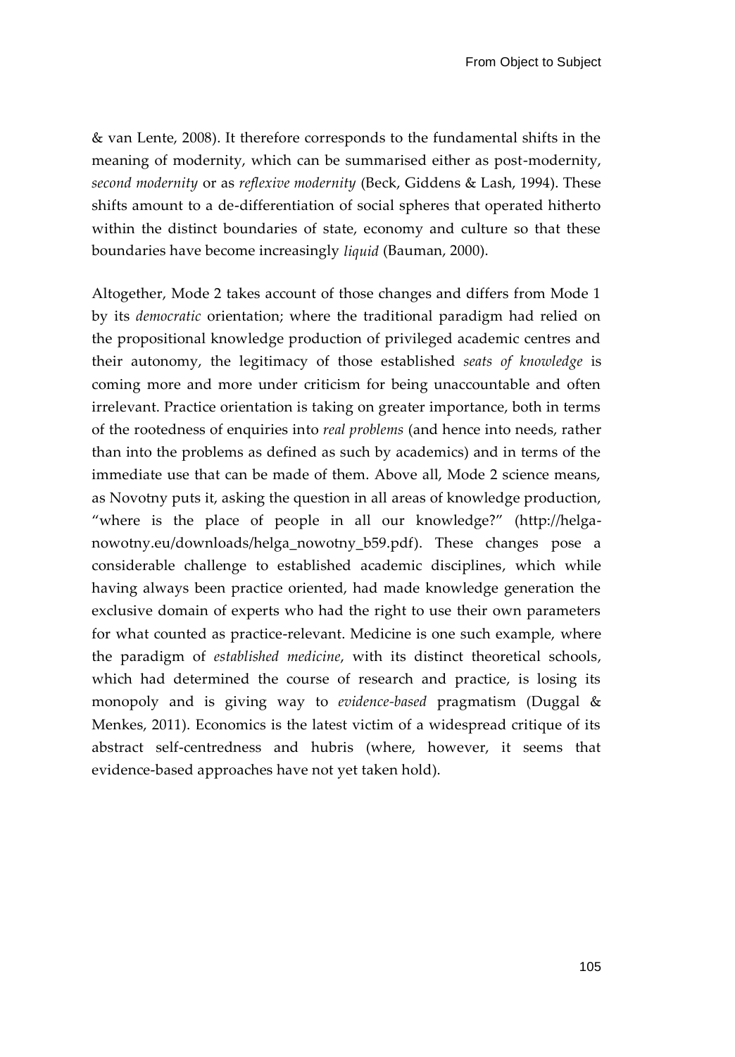& van Lente, 2008). It therefore corresponds to the fundamental shifts in the meaning of modernity, which can be summarised either as post-modernity, *second modernity* or as *reflexive modernity* (Beck, Giddens & Lash, 1994). These shifts amount to a de-differentiation of social spheres that operated hitherto within the distinct boundaries of state, economy and culture so that these boundaries have become increasingly *liquid* (Bauman, 2000).

Altogether, Mode 2 takes account of those changes and differs from Mode 1 by its *democratic* orientation; where the traditional paradigm had relied on the propositional knowledge production of privileged academic centres and their autonomy, the legitimacy of those established *seats of knowledge* is coming more and more under criticism for being unaccountable and often irrelevant. Practice orientation is taking on greater importance, both in terms of the rootedness of enquiries into *real problems* (and hence into needs, rather than into the problems as defined as such by academics) and in terms of the immediate use that can be made of them. Above all, Mode 2 science means, as Novotny puts it, asking the question in all areas of knowledge production, "where is the place of people in all our knowledge?" (http://helga-nowotny.eu/downloads/helga_nowotny_b59.pdf). These changes pose a considerable challenge to established academic disciplines, which while having always been practice oriented, had made knowledge generation the exclusive domain of experts who had the right to use their own parameters for what counted as practice-relevant. Medicine is one such example, where the paradigm of *established medicine*, with its distinct theoretical schools, which had determined the course of research and practice, is losing its monopoly and is giving way to *evidence-based* pragmatism (Duggal & Menkes, 2011). Economics is the latest victim of a widespread critique of its abstract self-centredness and hubris (where, however, it seems that evidence-based approaches have not yet taken hold).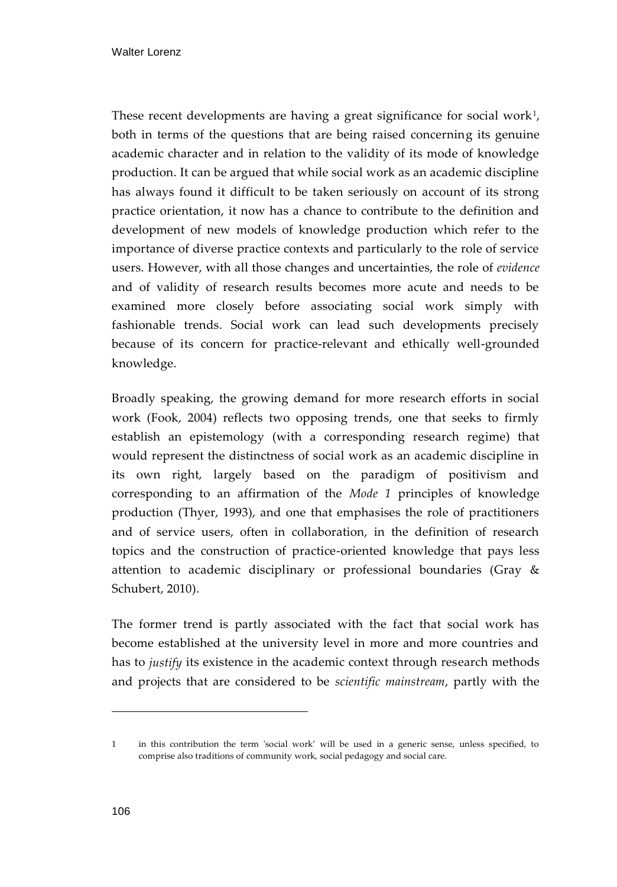These recent developments are having a great significance for social work[1], both in terms of the questions that are being raised concerning its genuine academic character and in relation to the validity of its mode of knowledge production. It can be argued that while social work as an academic discipline has always found it difficult to be taken seriously on account of its strong practice orientation, it now has a chance to contribute to the definition and development of new models of knowledge production which refer to the importance of diverse practice contexts and particularly to the role of service users. However, with all those changes and uncertainties, the role of *evidence* and of validity of research results becomes more acute and needs to be examined more closely before associating social work simply with fashionable trends. Social work can lead such developments precisely because of its concern for practice-relevant and ethically well-grounded knowledge.

Broadly speaking, the growing demand for more research efforts in social work (Fook, 2004) reflects two opposing trends, one that seeks to firmly establish an epistemology (with a corresponding research regime) that would represent the distinctness of social work as an academic discipline in its own right, largely based on the paradigm of positivism and corresponding to an affirmation of the *Mode 1* principles of knowledge production (Thyer, 1993), and one that emphasises the role of practitioners and of service users, often in collaboration, in the definition of research topics and the construction of practice-oriented knowledge that pays less attention to academic disciplinary or professional boundaries (Gray & Schubert, 2010).

The former trend is partly associated with the fact that social work has become established at the university level in more and more countries and has to *justify* its existence in the academic context through research methods and projects that are considered to be *scientific mainstream*, partly with the

---

1 in this contribution the term 'social work' will be used in a generic sense, unless specified, to comprise also traditions of community work, social pedagogy and social care.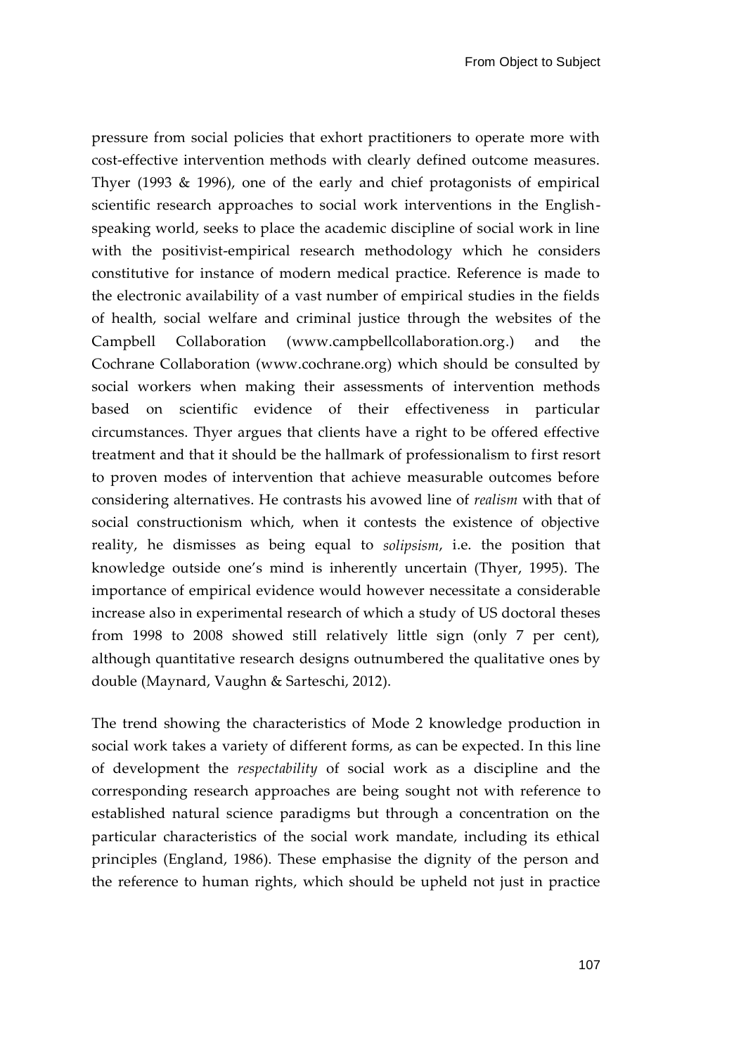pressure from social policies that exhort practitioners to operate more with cost-effective intervention methods with clearly defined outcome measures. Thyer (1993 & 1996), one of the early and chief protagonists of empirical scientific research approaches to social work interventions in the English-speaking world, seeks to place the academic discipline of social work in line with the positivist-empirical research methodology which he considers constitutive for instance of modern medical practice. Reference is made to the electronic availability of a vast number of empirical studies in the fields of health, social welfare and criminal justice through the websites of the Campbell Collaboration (www.campbellcollaboration.org.) and the Cochrane Collaboration (www.cochrane.org) which should be consulted by social workers when making their assessments of intervention methods based on scientific evidence of their effectiveness in particular circumstances. Thyer argues that clients have a right to be offered effective treatment and that it should be the hallmark of professionalism to first resort to proven modes of intervention that achieve measurable outcomes before considering alternatives. He contrasts his avowed line of *realism* with that of social constructionism which, when it contests the existence of objective reality, he dismisses as being equal to *solipsism*, i.e. the position that knowledge outside one's mind is inherently uncertain (Thyer, 1995). The importance of empirical evidence would however necessitate a considerable increase also in experimental research of which a study of US doctoral theses from 1998 to 2008 showed still relatively little sign (only 7 per cent), although quantitative research designs outnumbered the qualitative ones by double (Maynard, Vaughn & Sarteschi, 2012).

The trend showing the characteristics of Mode 2 knowledge production in social work takes a variety of different forms, as can be expected. In this line of development the *respectability* of social work as a discipline and the corresponding research approaches are being sought not with reference to established natural science paradigms but through a concentration on the particular characteristics of the social work mandate, including its ethical principles (England, 1986). These emphasise the dignity of the person and the reference to human rights, which should be upheld not just in practice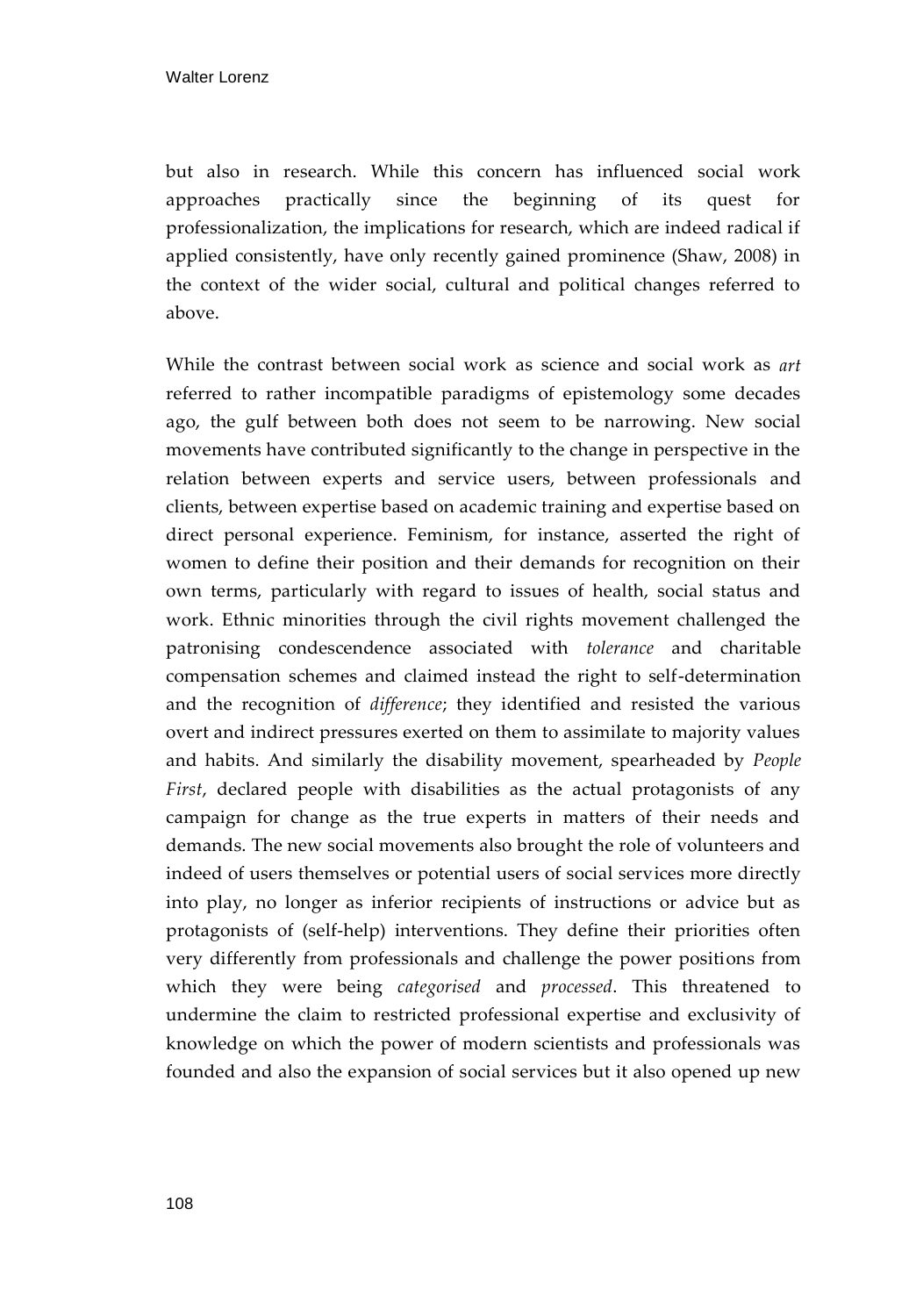but also in research. While this concern has influenced social work approaches practically since the beginning of its quest for professionalization, the implications for research, which are indeed radical if applied consistently, have only recently gained prominence (Shaw, 2008) in the context of the wider social, cultural and political changes referred to above.

While the contrast between social work as science and social work as *art* referred to rather incompatible paradigms of epistemology some decades ago, the gulf between both does not seem to be narrowing. New social movements have contributed significantly to the change in perspective in the relation between experts and service users, between professionals and clients, between expertise based on academic training and expertise based on direct personal experience. Feminism, for instance, asserted the right of women to define their position and their demands for recognition on their own terms, particularly with regard to issues of health, social status and work. Ethnic minorities through the civil rights movement challenged the patronising condescendence associated with *tolerance* and charitable compensation schemes and claimed instead the right to self-determination and the recognition of *difference*; they identified and resisted the various overt and indirect pressures exerted on them to assimilate to majority values and habits. And similarly the disability movement, spearheaded by *People First*, declared people with disabilities as the actual protagonists of any campaign for change as the true experts in matters of their needs and demands. The new social movements also brought the role of volunteers and indeed of users themselves or potential users of social services more directly into play, no longer as inferior recipients of instructions or advice but as protagonists of (self-help) interventions. They define their priorities often very differently from professionals and challenge the power positions from which they were being *categorised* and *processed*. This threatened to undermine the claim to restricted professional expertise and exclusivity of knowledge on which the power of modern scientists and professionals was founded and also the expansion of social services but it also opened up new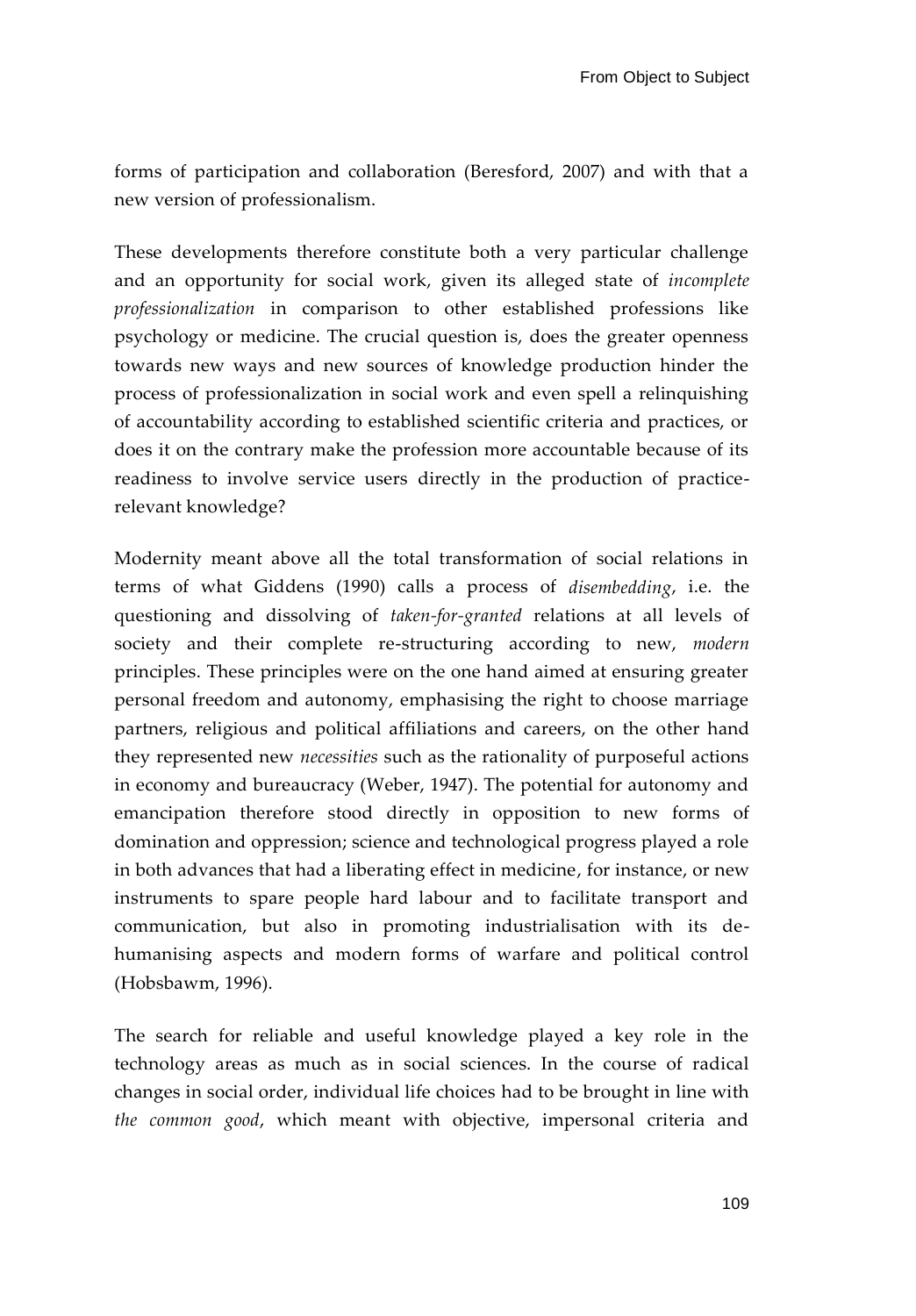forms of participation and collaboration (Beresford, 2007) and with that a new version of professionalism.

These developments therefore constitute both a very particular challenge and an opportunity for social work, given its alleged state of *incomplete professionalization* in comparison to other established professions like psychology or medicine. The crucial question is, does the greater openness towards new ways and new sources of knowledge production hinder the process of professionalization in social work and even spell a relinquishing of accountability according to established scientific criteria and practices, or does it on the contrary make the profession more accountable because of its readiness to involve service users directly in the production of practice-relevant knowledge?

Modernity meant above all the total transformation of social relations in terms of what Giddens (1990) calls a process of *disembedding*, i.e. the questioning and dissolving of *taken-for-granted* relations at all levels of society and their complete re-structuring according to new, *modern* principles. These principles were on the one hand aimed at ensuring greater personal freedom and autonomy, emphasising the right to choose marriage partners, religious and political affiliations and careers, on the other hand they represented new *necessities* such as the rationality of purposeful actions in economy and bureaucracy (Weber, 1947). The potential for autonomy and emancipation therefore stood directly in opposition to new forms of domination and oppression; science and technological progress played a role in both advances that had a liberating effect in medicine, for instance, or new instruments to spare people hard labour and to facilitate transport and communication, but also in promoting industrialisation with its de-humanising aspects and modern forms of warfare and political control (Hobsbawm, 1996).

The search for reliable and useful knowledge played a key role in the technology areas as much as in social sciences. In the course of radical changes in social order, individual life choices had to be brought in line with *the common good*, which meant with objective, impersonal criteria and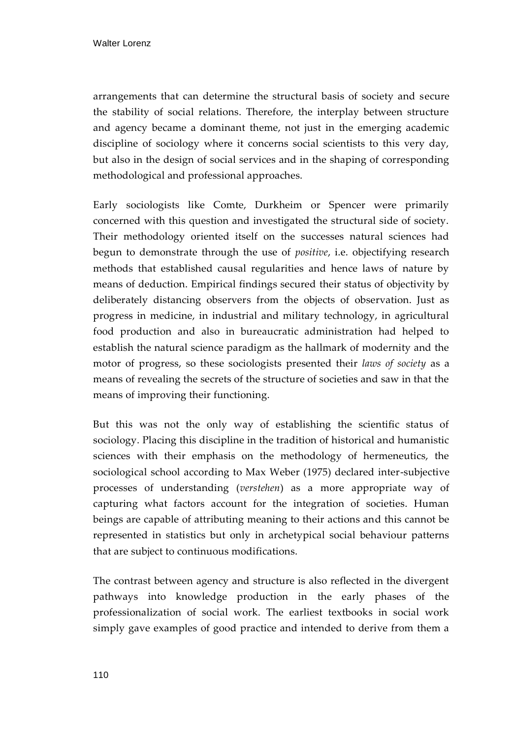arrangements that can determine the structural basis of society and secure the stability of social relations. Therefore, the interplay between structure and agency became a dominant theme, not just in the emerging academic discipline of sociology where it concerns social scientists to this very day, but also in the design of social services and in the shaping of corresponding methodological and professional approaches.

Early sociologists like Comte, Durkheim or Spencer were primarily concerned with this question and investigated the structural side of society. Their methodology oriented itself on the successes natural sciences had begun to demonstrate through the use of *positive*, i.e. objectifying research methods that established causal regularities and hence laws of nature by means of deduction. Empirical findings secured their status of objectivity by deliberately distancing observers from the objects of observation. Just as progress in medicine, in industrial and military technology, in agricultural food production and also in bureaucratic administration had helped to establish the natural science paradigm as the hallmark of modernity and the motor of progress, so these sociologists presented their *laws of society* as a means of revealing the secrets of the structure of societies and saw in that the means of improving their functioning.

But this was not the only way of establishing the scientific status of sociology. Placing this discipline in the tradition of historical and humanistic sciences with their emphasis on the methodology of hermeneutics, the sociological school according to Max Weber (1975) declared inter-subjective processes of understanding (*verstehen*) as a more appropriate way of capturing what factors account for the integration of societies. Human beings are capable of attributing meaning to their actions and this cannot be represented in statistics but only in archetypical social behaviour patterns that are subject to continuous modifications.

The contrast between agency and structure is also reflected in the divergent pathways into knowledge production in the early phases of the professionalization of social work. The earliest textbooks in social work simply gave examples of good practice and intended to derive from them a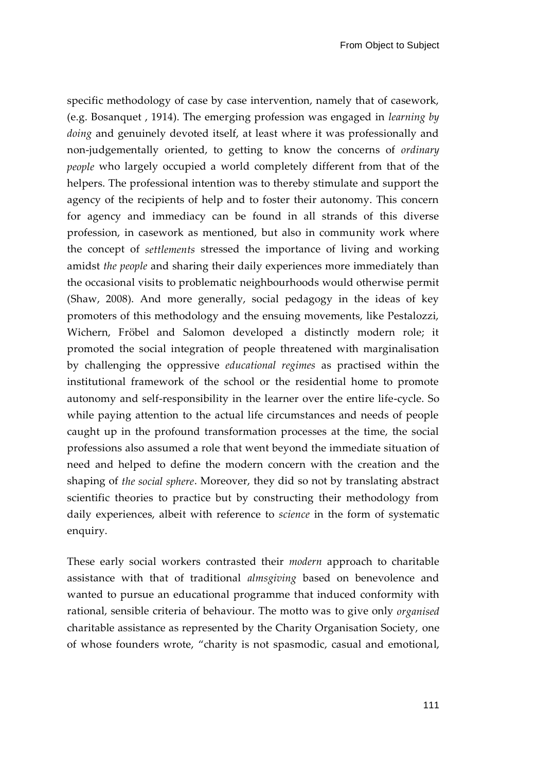specific methodology of case by case intervention, namely that of casework, (e.g. Bosanquet , 1914). The emerging profession was engaged in *learning by doing* and genuinely devoted itself, at least where it was professionally and non-judgementally oriented, to getting to know the concerns of *ordinary people* who largely occupied a world completely different from that of the helpers. The professional intention was to thereby stimulate and support the agency of the recipients of help and to foster their autonomy. This concern for agency and immediacy can be found in all strands of this diverse profession, in casework as mentioned, but also in community work where the concept of *settlements* stressed the importance of living and working amidst *the people* and sharing their daily experiences more immediately than the occasional visits to problematic neighbourhoods would otherwise permit (Shaw, 2008). And more generally, social pedagogy in the ideas of key promoters of this methodology and the ensuing movements, like Pestalozzi, Wichern, Fröbel and Salomon developed a distinctly modern role; it promoted the social integration of people threatened with marginalisation by challenging the oppressive *educational regimes* as practised within the institutional framework of the school or the residential home to promote autonomy and self-responsibility in the learner over the entire life-cycle. So while paying attention to the actual life circumstances and needs of people caught up in the profound transformation processes at the time, the social professions also assumed a role that went beyond the immediate situation of need and helped to define the modern concern with the creation and the shaping of *the social sphere*. Moreover, they did so not by translating abstract scientific theories to practice but by constructing their methodology from daily experiences, albeit with reference to *science* in the form of systematic enquiry.

These early social workers contrasted their *modern* approach to charitable assistance with that of traditional *almsgiving* based on benevolence and wanted to pursue an educational programme that induced conformity with rational, sensible criteria of behaviour. The motto was to give only *organised* charitable assistance as represented by the Charity Organisation Society, one of whose founders wrote, "charity is not spasmodic, casual and emotional,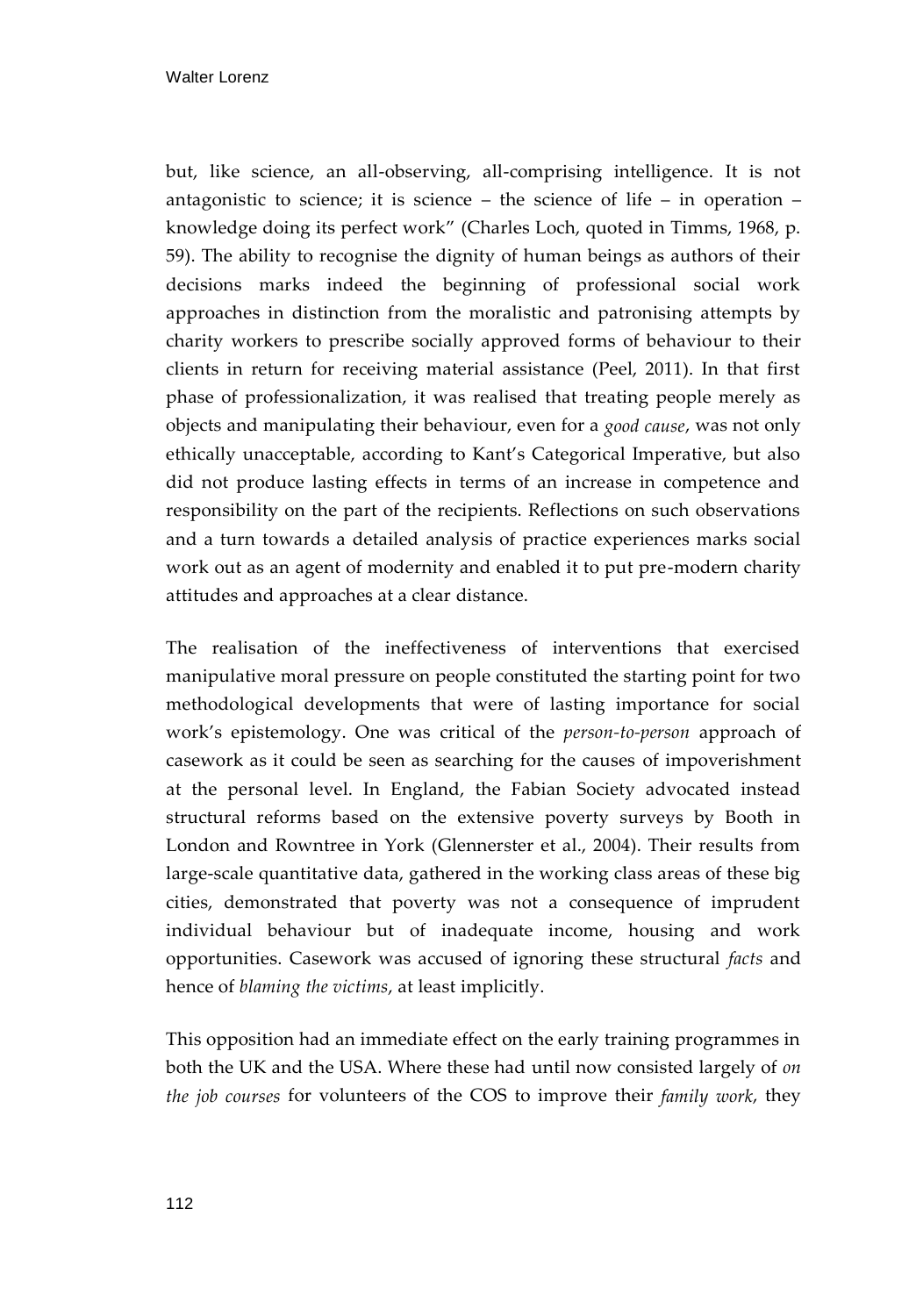but, like science, an all-observing, all-comprising intelligence. It is not antagonistic to science; it is science – the science of life – in operation – knowledge doing its perfect work" (Charles Loch, quoted in Timms, 1968, p. 59). The ability to recognise the dignity of human beings as authors of their decisions marks indeed the beginning of professional social work approaches in distinction from the moralistic and patronising attempts by charity workers to prescribe socially approved forms of behaviour to their clients in return for receiving material assistance (Peel, 2011). In that first phase of professionalization, it was realised that treating people merely as objects and manipulating their behaviour, even for a *good cause*, was not only ethically unacceptable, according to Kant's Categorical Imperative, but also did not produce lasting effects in terms of an increase in competence and responsibility on the part of the recipients. Reflections on such observations and a turn towards a detailed analysis of practice experiences marks social work out as an agent of modernity and enabled it to put pre-modern charity attitudes and approaches at a clear distance.

The realisation of the ineffectiveness of interventions that exercised manipulative moral pressure on people constituted the starting point for two methodological developments that were of lasting importance for social work's epistemology. One was critical of the *person-to-person* approach of casework as it could be seen as searching for the causes of impoverishment at the personal level. In England, the Fabian Society advocated instead structural reforms based on the extensive poverty surveys by Booth in London and Rowntree in York (Glennerster et al., 2004). Their results from large-scale quantitative data, gathered in the working class areas of these big cities, demonstrated that poverty was not a consequence of imprudent individual behaviour but of inadequate income, housing and work opportunities. Casework was accused of ignoring these structural *facts* and hence of *blaming the victims*, at least implicitly.

This opposition had an immediate effect on the early training programmes in both the UK and the USA. Where these had until now consisted largely of *on the job courses* for volunteers of the COS to improve their *family work*, they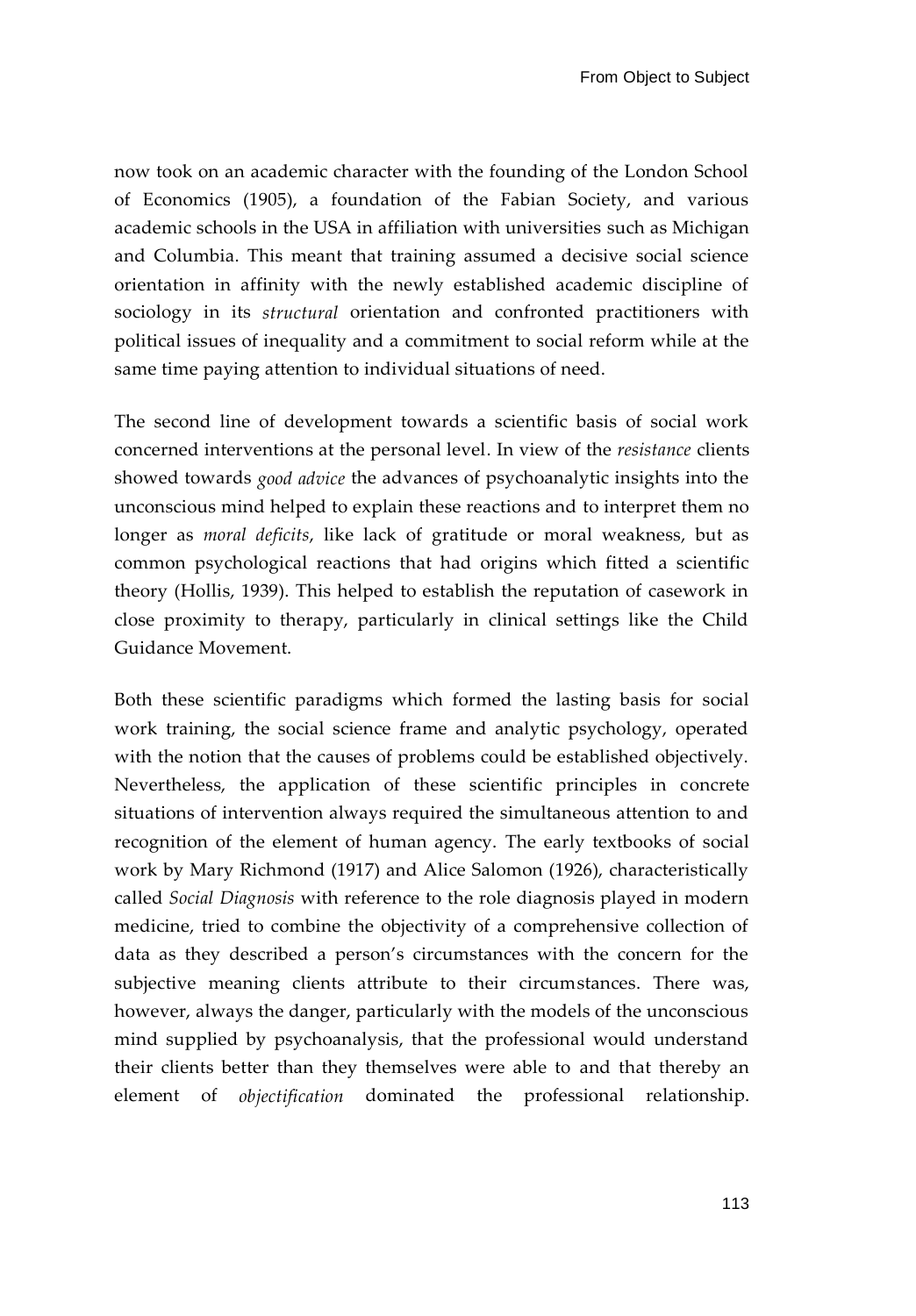now took on an academic character with the founding of the London School of Economics (1905), a foundation of the Fabian Society, and various academic schools in the USA in affiliation with universities such as Michigan and Columbia. This meant that training assumed a decisive social science orientation in affinity with the newly established academic discipline of sociology in its *structural* orientation and confronted practitioners with political issues of inequality and a commitment to social reform while at the same time paying attention to individual situations of need.

The second line of development towards a scientific basis of social work concerned interventions at the personal level. In view of the *resistance* clients showed towards *good advice* the advances of psychoanalytic insights into the unconscious mind helped to explain these reactions and to interpret them no longer as *moral deficits*, like lack of gratitude or moral weakness, but as common psychological reactions that had origins which fitted a scientific theory (Hollis, 1939). This helped to establish the reputation of casework in close proximity to therapy, particularly in clinical settings like the Child Guidance Movement.

Both these scientific paradigms which formed the lasting basis for social work training, the social science frame and analytic psychology, operated with the notion that the causes of problems could be established objectively. Nevertheless, the application of these scientific principles in concrete situations of intervention always required the simultaneous attention to and recognition of the element of human agency. The early textbooks of social work by Mary Richmond (1917) and Alice Salomon (1926), characteristically called *Social Diagnosis* with reference to the role diagnosis played in modern medicine, tried to combine the objectivity of a comprehensive collection of data as they described a person's circumstances with the concern for the subjective meaning clients attribute to their circumstances. There was, however, always the danger, particularly with the models of the unconscious mind supplied by psychoanalysis, that the professional would understand their clients better than they themselves were able to and that thereby an element of *objectification* dominated the professional relationship.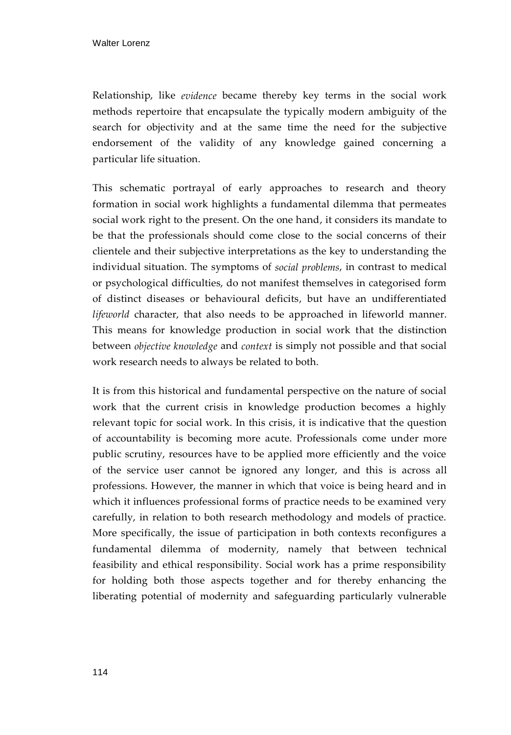Relationship, like *evidence* became thereby key terms in the social work methods repertoire that encapsulate the typically modern ambiguity of the search for objectivity and at the same time the need for the subjective endorsement of the validity of any knowledge gained concerning a particular life situation.

This schematic portrayal of early approaches to research and theory formation in social work highlights a fundamental dilemma that permeates social work right to the present. On the one hand, it considers its mandate to be that the professionals should come close to the social concerns of their clientele and their subjective interpretations as the key to understanding the individual situation. The symptoms of *social problems*, in contrast to medical or psychological difficulties, do not manifest themselves in categorised form of distinct diseases or behavioural deficits, but have an undifferentiated *lifeworld* character, that also needs to be approached in lifeworld manner. This means for knowledge production in social work that the distinction between *objective knowledge* and *context* is simply not possible and that social work research needs to always be related to both.

It is from this historical and fundamental perspective on the nature of social work that the current crisis in knowledge production becomes a highly relevant topic for social work. In this crisis, it is indicative that the question of accountability is becoming more acute. Professionals come under more public scrutiny, resources have to be applied more efficiently and the voice of the service user cannot be ignored any longer, and this is across all professions. However, the manner in which that voice is being heard and in which it influences professional forms of practice needs to be examined very carefully, in relation to both research methodology and models of practice. More specifically, the issue of participation in both contexts reconfigures a fundamental dilemma of modernity, namely that between technical feasibility and ethical responsibility. Social work has a prime responsibility for holding both those aspects together and for thereby enhancing the liberating potential of modernity and safeguarding particularly vulnerable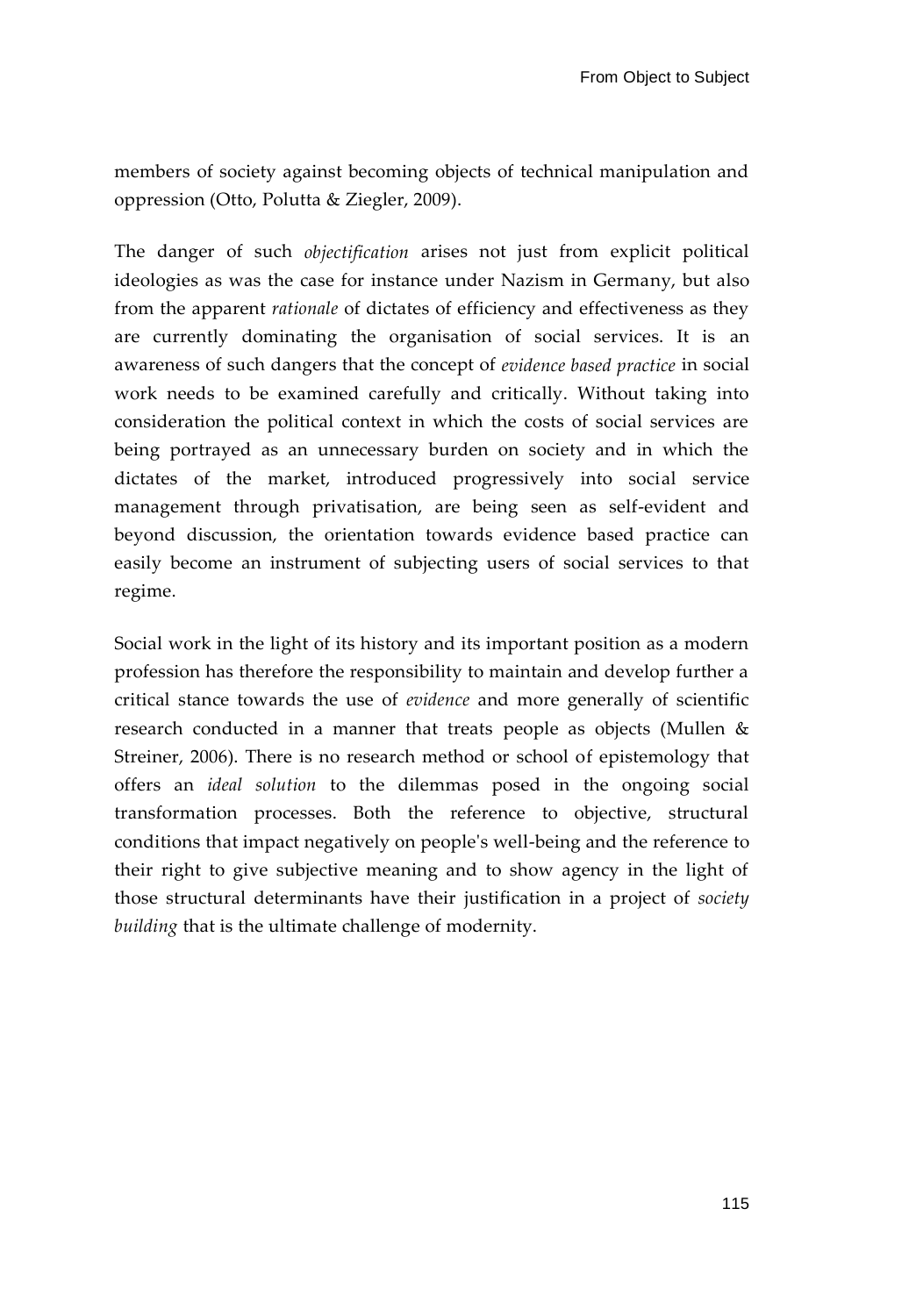members of society against becoming objects of technical manipulation and oppression (Otto, Polutta & Ziegler, 2009).

The danger of such *objectification* arises not just from explicit political ideologies as was the case for instance under Nazism in Germany, but also from the apparent *rationale* of dictates of efficiency and effectiveness as they are currently dominating the organisation of social services. It is an awareness of such dangers that the concept of *evidence based practice* in social work needs to be examined carefully and critically. Without taking into consideration the political context in which the costs of social services are being portrayed as an unnecessary burden on society and in which the dictates of the market, introduced progressively into social service management through privatisation, are being seen as self-evident and beyond discussion, the orientation towards evidence based practice can easily become an instrument of subjecting users of social services to that regime.

Social work in the light of its history and its important position as a modern profession has therefore the responsibility to maintain and develop further a critical stance towards the use of *evidence* and more generally of scientific research conducted in a manner that treats people as objects (Mullen & Streiner, 2006). There is no research method or school of epistemology that offers an *ideal solution* to the dilemmas posed in the ongoing social transformation processes. Both the reference to objective, structural conditions that impact negatively on people's well-being and the reference to their right to give subjective meaning and to show agency in the light of those structural determinants have their justification in a project of *society building* that is the ultimate challenge of modernity.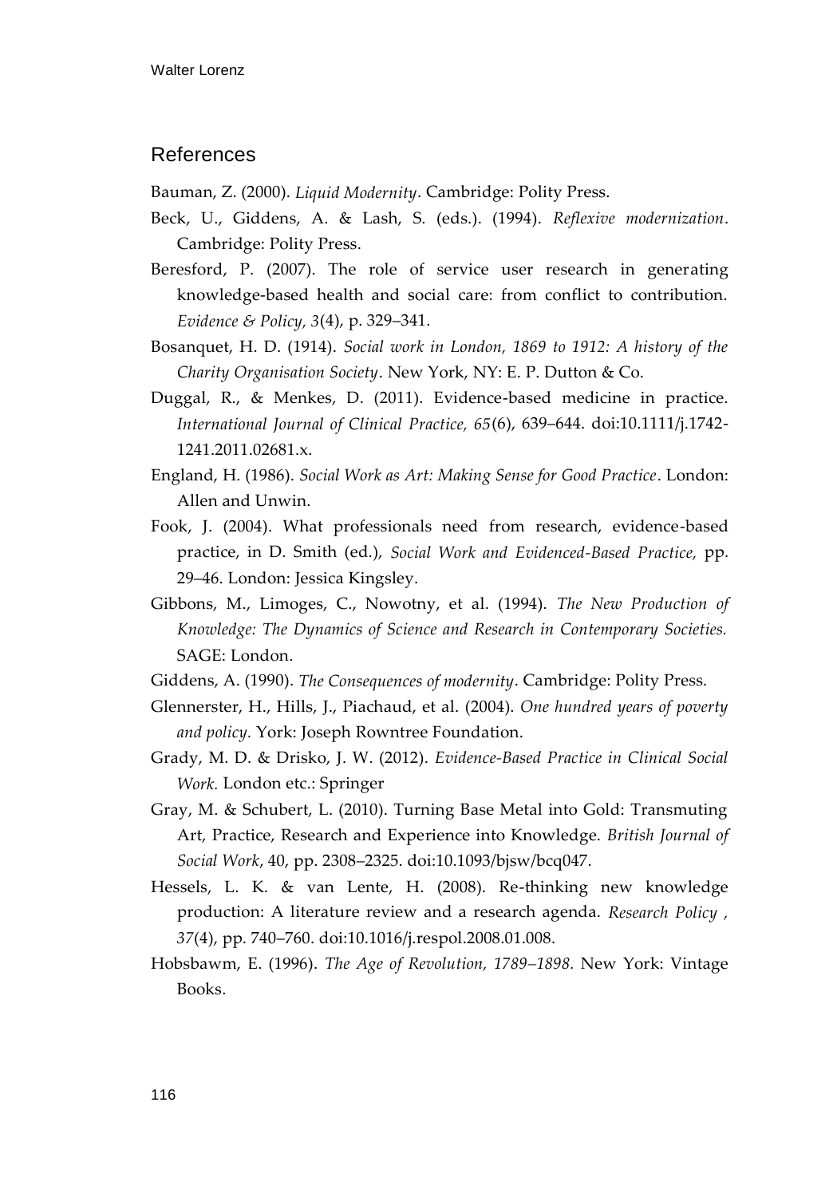## References

Bauman, Z. (2000). *Liquid Modernity*. Cambridge: Polity Press.

Beck, U., Giddens, A. & Lash, S. (eds.). (1994). *Reflexive modernization*. Cambridge: Polity Press.

Beresford, P. (2007). The role of service user research in generating knowledge-based health and social care: from conflict to contribution. *Evidence & Policy, 3*(4), p. 329–341.

Bosanquet, H. D. (1914). *Social work in London, 1869 to 1912: A history of the Charity Organisation Society*. New York, NY: E. P. Dutton & Co.

Duggal, R., & Menkes, D. (2011). Evidence-based medicine in practice. *International Journal of Clinical Practice, 65*(6), 639–644. doi:10.1111/j.1742-1241.2011.02681.x.

England, H. (1986). *Social Work as Art: Making Sense for Good Practice*. London: Allen and Unwin.

Fook, J. (2004). What professionals need from research, evidence-based practice, in D. Smith (ed.), *Social Work and Evidenced-Based Practice,* pp. 29–46. London: Jessica Kingsley.

Gibbons, M., Limoges, C., Nowotny, et al. (1994). *The New Production of Knowledge: The Dynamics of Science and Research in Contemporary Societies.* SAGE: London.

Giddens, A. (1990). *The Consequences of modernity*. Cambridge: Polity Press.

Glennerster, H., Hills, J., Piachaud, et al. (2004). *One hundred years of poverty and policy.* York: Joseph Rowntree Foundation.

Grady, M. D. & Drisko, J. W. (2012). *Evidence-Based Practice in Clinical Social Work.* London etc.: Springer

Gray, M. & Schubert, L. (2010). Turning Base Metal into Gold: Transmuting Art, Practice, Research and Experience into Knowledge. *British Journal of Social Work*, 40, pp. 2308–2325. doi:10.1093/bjsw/bcq047.

Hessels, L. K. & van Lente, H. (2008). Re-thinking new knowledge production: A literature review and a research agenda. *Research Policy* , *37*(4), pp. 740–760. doi:10.1016/j.respol.2008.01.008.

Hobsbawm, E. (1996). *The Age of Revolution, 1789–1898.* New York: Vintage Books.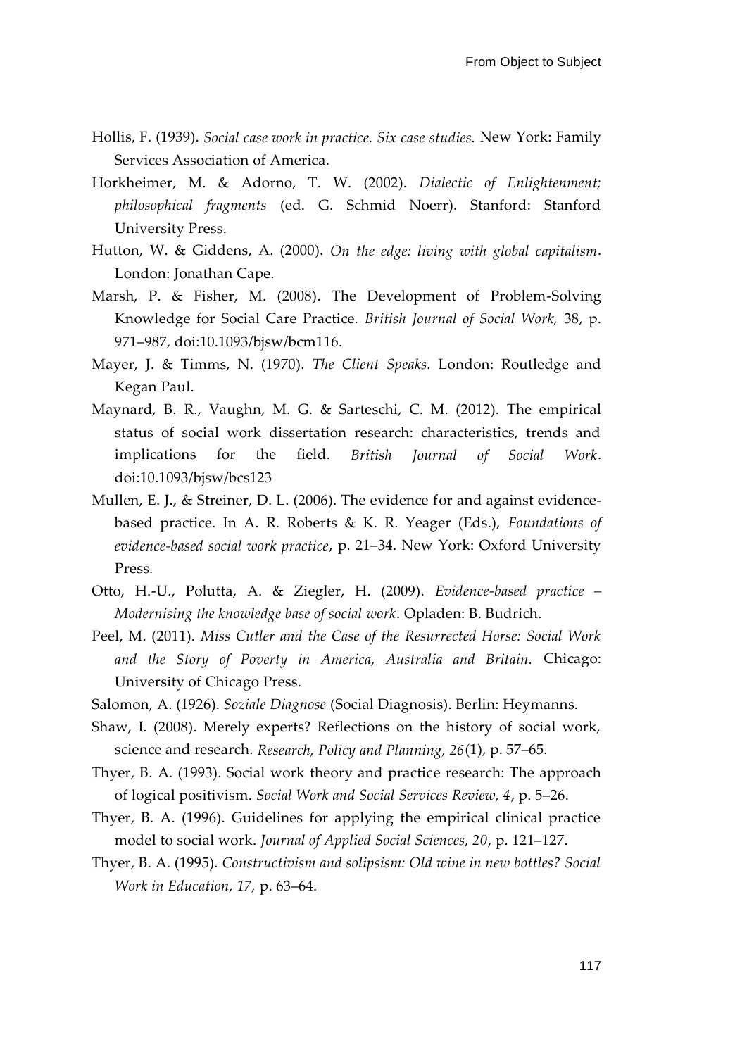Hollis, F. (1939). *Social case work in practice. Six case studies.* New York: Family Services Association of America.

Horkheimer, M. & Adorno, T. W. (2002). *Dialectic of Enlightenment; philosophical fragments* (ed. G. Schmid Noerr). Stanford: Stanford University Press.

Hutton, W. & Giddens, A. (2000). *On the edge: living with global capitalism*. London: Jonathan Cape.

Marsh, P. & Fisher, M. (2008). The Development of Problem-Solving Knowledge for Social Care Practice. *British Journal of Social Work,* 38, p. 971–987, doi:10.1093/bjsw/bcm116.

Mayer, J. & Timms, N. (1970). *The Client Speaks.* London: Routledge and Kegan Paul.

Maynard, B. R., Vaughn, M. G. & Sarteschi, C. M. (2012). The empirical status of social work dissertation research: characteristics, trends and implications for the field. *British Journal of Social Work*. doi:10.1093/bjsw/bcs123

Mullen, E. J., & Streiner, D. L. (2006). The evidence for and against evidence-based practice. In A. R. Roberts & K. R. Yeager (Eds.), *Foundations of evidence-based social work practice*, p. 21–34. New York: Oxford University Press.

Otto, H.-U., Polutta, A. & Ziegler, H. (2009). *Evidence-based practice – Modernising the knowledge base of social work*. Opladen: B. Budrich.

Peel, M. (2011). *Miss Cutler and the Case of the Resurrected Horse: Social Work and the Story of Poverty in America, Australia and Britain.* Chicago: University of Chicago Press.

Salomon, A. (1926). *Soziale Diagnose* (Social Diagnosis). Berlin: Heymanns.

Shaw, I. (2008). Merely experts? Reflections on the history of social work, science and research. *Research, Policy and Planning, 26*(1), p. 57–65.

Thyer, B. A. (1993). Social work theory and practice research: The approach of logical positivism. *Social Work and Social Services Review, 4*, p. 5–26.

Thyer, B. A. (1996). Guidelines for applying the empirical clinical practice model to social work. *Journal of Applied Social Sciences, 20*, p. 121–127.

Thyer, B. A. (1995). *Constructivism and solipsism: Old wine in new bottles? Social Work in Education, 17,* p. 63–64.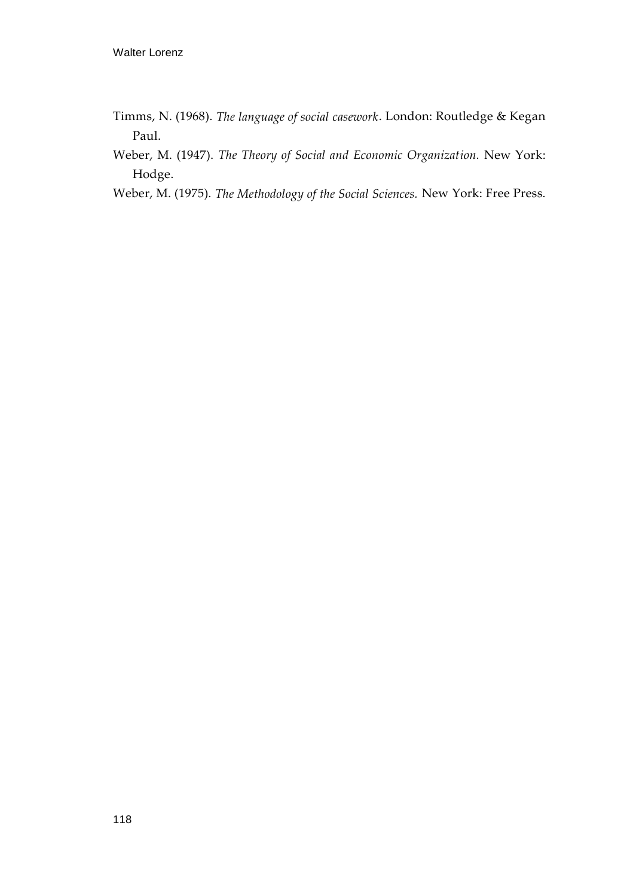Timms, N. (1968). *The language of social casework*. London: Routledge & Kegan Paul.

Weber, M. (1947). *The Theory of Social and Economic Organization*. New York: Hodge.

Weber, M. (1975). *The Methodology of the Social Sciences.* New York: Free Press.